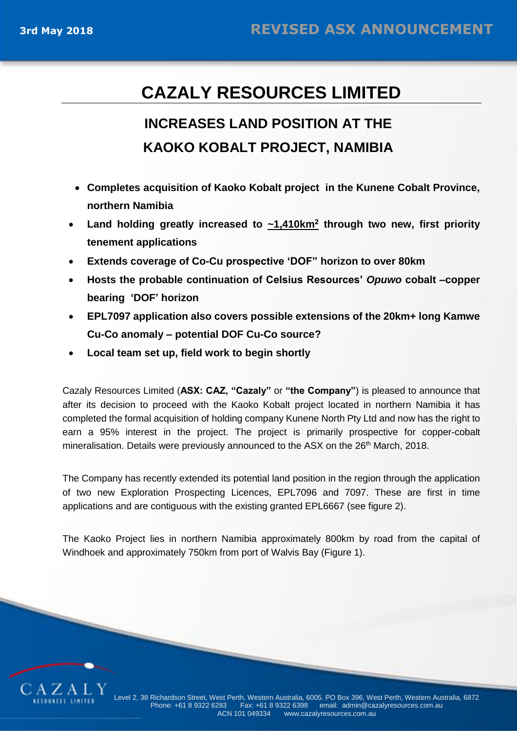3rd May 2018

**REVISED ASX ANNOUNCEMENT**

# CAZALY RESOURCES LIMITED

## INCREASES LAND POSITION AT THE KAOKO KOBALT PROJECT, NAMIBIA

- **Completes acquisition of Kaoko Kobalt project in the Kunene Cobalt Province, northern Namibia**
- **Land holding greatly increased to ~1,410km$^2$ through two new, first priority tenement applications**
- **Extends coverage of Co-Cu prospective 'DOF" horizon to over 80km**
- **Hosts the probable continuation of Celsius Resources' *Opuwo* cobalt –copper bearing 'DOF' horizon**
- **EPL7097 application also covers possible extensions of the 20km+ long Kamwe Cu-Co anomaly – potential DOF Cu-Co source?**
- **Local team set up, field work to begin shortly**

Cazaly Resources Limited (**ASX: CAZ, "Cazaly"** or **"the Company"**) is pleased to announce that after its decision to proceed with the Kaoko Kobalt project located in northern Namibia it has completed the formal acquisition of holding company Kunene North Pty Ltd and now has the right to earn a 95% interest in the project. The project is primarily prospective for copper-cobalt mineralisation. Details were previously announced to the ASX on the 26th March, 2018.

The Company has recently extended its potential land position in the region through the application of two new Exploration Prospecting Licences, EPL7096 and 7097. These are first in time applications and are contiguous with the existing granted EPL6667 (see figure 2).

The Kaoko Project lies in northern Namibia approximately 800km by road from the capital of Windhoek and approximately 750km from port of Walvis Bay (Figure 1).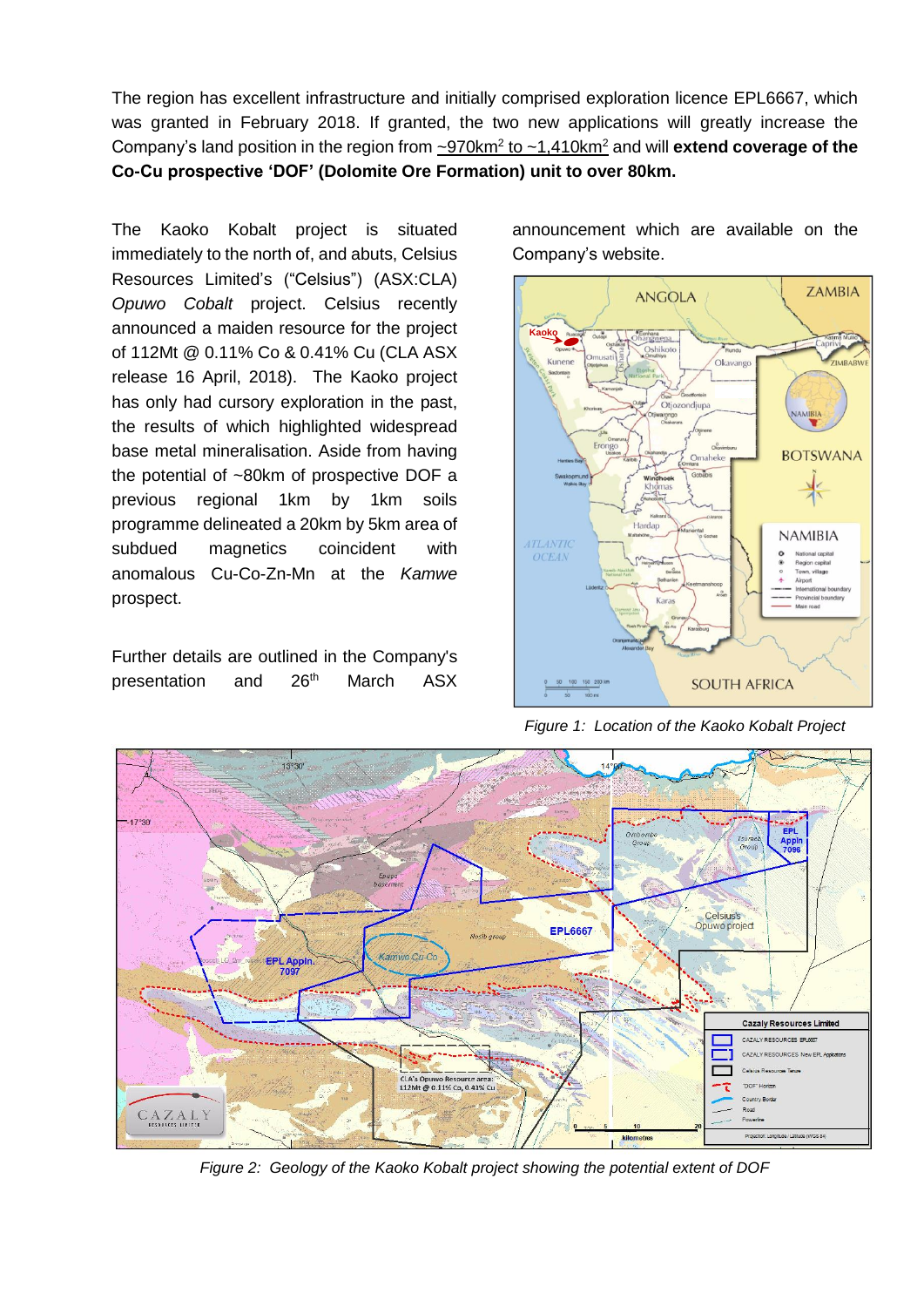The region has excellent infrastructure and initially comprised exploration licence EPL6667, which was granted in February 2018. If granted, the two new applications will greatly increase the Company's land position in the region from ~970km$^2$ to ~1,410km$^2$ and will **extend coverage of the Co-Cu prospective 'DOF' (Dolomite Ore Formation) unit to over 80km.**

The Kaoko Kobalt project is situated immediately to the north of, and abuts, Celsius Resources Limited's ("Celsius") (ASX:CLA) *Opuwo Cobalt* project. Celsius recently announced a maiden resource for the project of 112Mt @ 0.11% Co & 0.41% Cu (CLA ASX release 16 April, 2018). The Kaoko project has only had cursory exploration in the past, the results of which highlighted widespread base metal mineralisation. Aside from having the potential of ~80km of prospective DOF a previous regional 1km by 1km soils programme delineated a 20km by 5km area of subdued magnetics coincident with anomalous Cu-Co-Zn-Mn at the *Kamwe* prospect.

Further details are outlined in the Company's presentation and 26th March ASX announcement which are available on the Company's website.

*Figure 1: Location of the Kaoko Kobalt Project*

*Figure 2: Geology of the Kaoko Kobalt project showing the potential extent of DOF*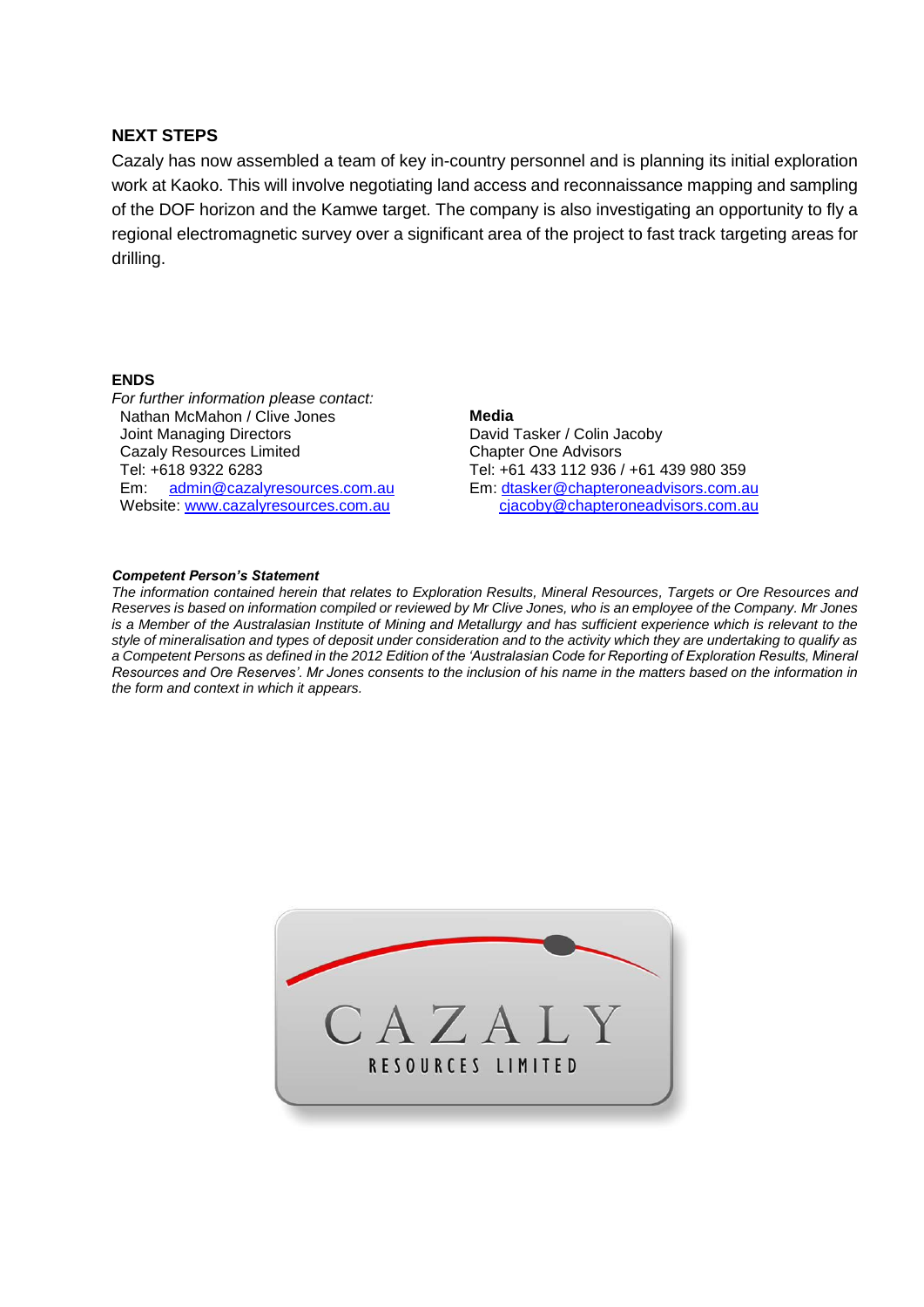## NEXT STEPS

Cazaly has now assembled a team of key in-country personnel and is planning its initial exploration work at Kaoko. This will involve negotiating land access and reconnaissance mapping and sampling of the DOF horizon and the Kamwe target. The company is also investigating an opportunity to fly a regional electromagnetic survey over a significant area of the project to fast track targeting areas for drilling.

**ENDS**

*For further information please contact:*

Nathan McMahon / Clive Jones
Joint Managing Directors
Cazaly Resources Limited
Tel: +618 9322 6283
Em: admin@cazalyresources.com.au
Website: www.cazalyresources.com.au

**Media**

David Tasker / Colin Jacoby
Chapter One Advisors
Tel: +61 433 112 936 / +61 439 980 359
Em: dtasker@chapteroneadvisors.com.au
cjacoby@chapteroneadvisors.com.au

***Competent Person's Statement***

*The information contained herein that relates to Exploration Results, Mineral Resources, Targets or Ore Resources and Reserves is based on information compiled or reviewed by Mr Clive Jones, who is an employee of the Company. Mr Jones is a Member of the Australasian Institute of Mining and Metallurgy and has sufficient experience which is relevant to the style of mineralisation and types of deposit under consideration and to the activity which they are undertaking to qualify as a Competent Persons as defined in the 2012 Edition of the 'Australasian Code for Reporting of Exploration Results, Mineral Resources and Ore Reserves'. Mr Jones consents to the inclusion of his name in the matters based on the information in the form and context in which it appears.*

CAZALY
RESOURCES LIMITED